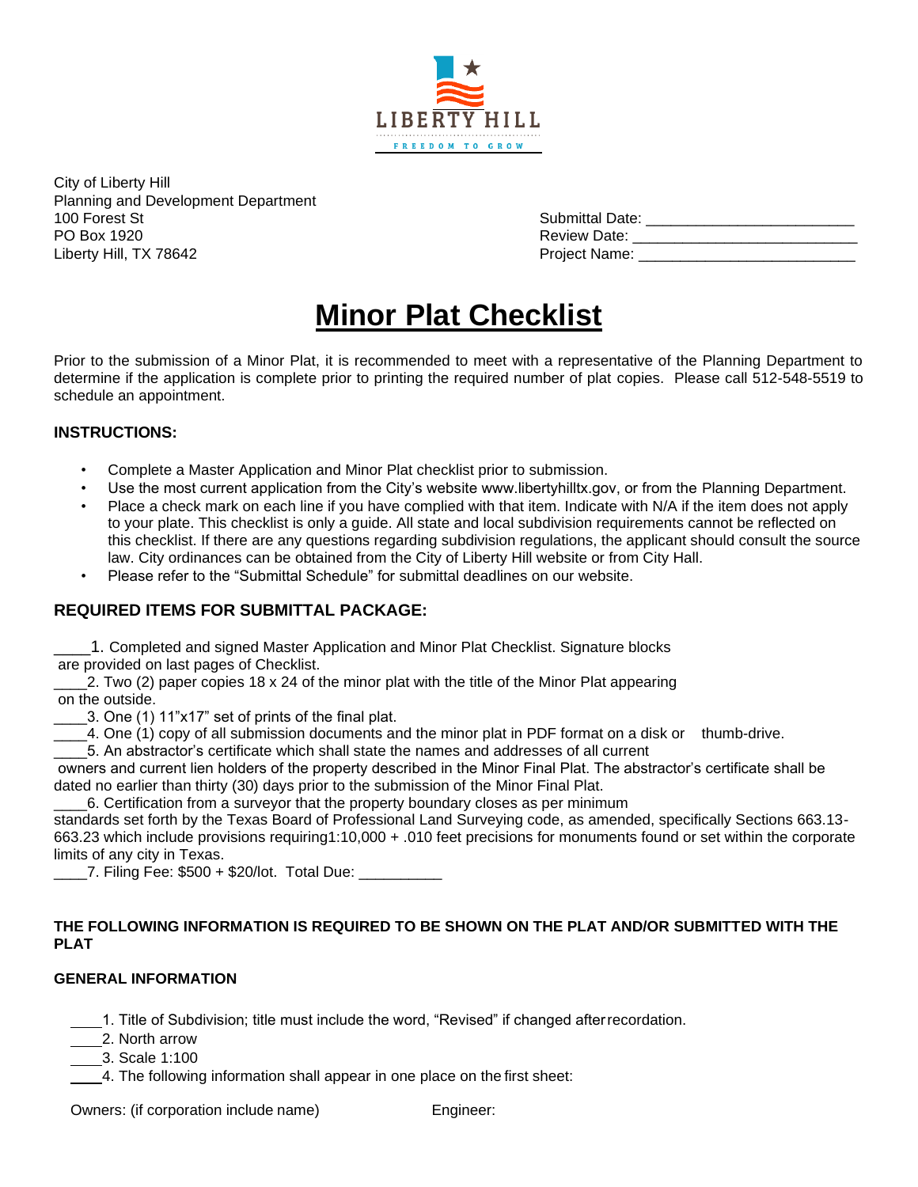LIBERTY HILL

FREEDOM TO GROW

City of Liberty Hill
Planning and Development Department
100 Forest St
PO Box 1920
Liberty Hill, TX 78642

Submittal Date: ________________________
Review Date: __________________________
Project Name: _________________________

# Minor Plat Checklist

Prior to the submission of a Minor Plat, it is recommended to meet with a representative of the Planning Department to determine if the application is complete prior to printing the required number of plat copies. Please call 512-548-5519 to schedule an appointment.

### INSTRUCTIONS:

- Complete a Master Application and Minor Plat checklist prior to submission.
- Use the most current application from the City's website www.libertyhilltx.gov, or from the Planning Department.
- Place a check mark on each line if you have complied with that item. Indicate with N/A if the item does not apply to your plate. This checklist is only a guide. All state and local subdivision requirements cannot be reflected on this checklist. If there are any questions regarding subdivision regulations, the applicant should consult the source law. City ordinances can be obtained from the City of Liberty Hill website or from City Hall.
- Please refer to the "Submittal Schedule" for submittal deadlines on our website.

### REQUIRED ITEMS FOR SUBMITTAL PACKAGE:

____1. Completed and signed Master Application and Minor Plat Checklist. Signature blocks are provided on last pages of Checklist.

____2. Two (2) paper copies 18 x 24 of the minor plat with the title of the Minor Plat appearing on the outside.

____3. One (1) 11"x17" set of prints of the final plat.

____4. One (1) copy of all submission documents and the minor plat in PDF format on a disk or thumb-drive.

____5. An abstractor's certificate which shall state the names and addresses of all current owners and current lien holders of the property described in the Minor Final Plat. The abstractor's certificate shall be dated no earlier than thirty (30) days prior to the submission of the Minor Final Plat.

____6. Certification from a surveyor that the property boundary closes as per minimum standards set forth by the Texas Board of Professional Land Surveying code, as amended, specifically Sections 663.13-663.23 which include provisions requiring1:10,000 + .010 feet precisions for monuments found or set within the corporate limits of any city in Texas.

____7. Filing Fee: $500 + $20/lot. Total Due: __________

#### THE FOLLOWING INFORMATION IS REQUIRED TO BE SHOWN ON THE PLAT AND/OR SUBMITTED WITH THE PLAT

#### GENERAL INFORMATION

____1. Title of Subdivision; title must include the word, "Revised" if changed after recordation.

____2. North arrow

____3. Scale 1:100

____4. The following information shall appear in one place on the first sheet:

Owners: (if corporation include name)

Engineer: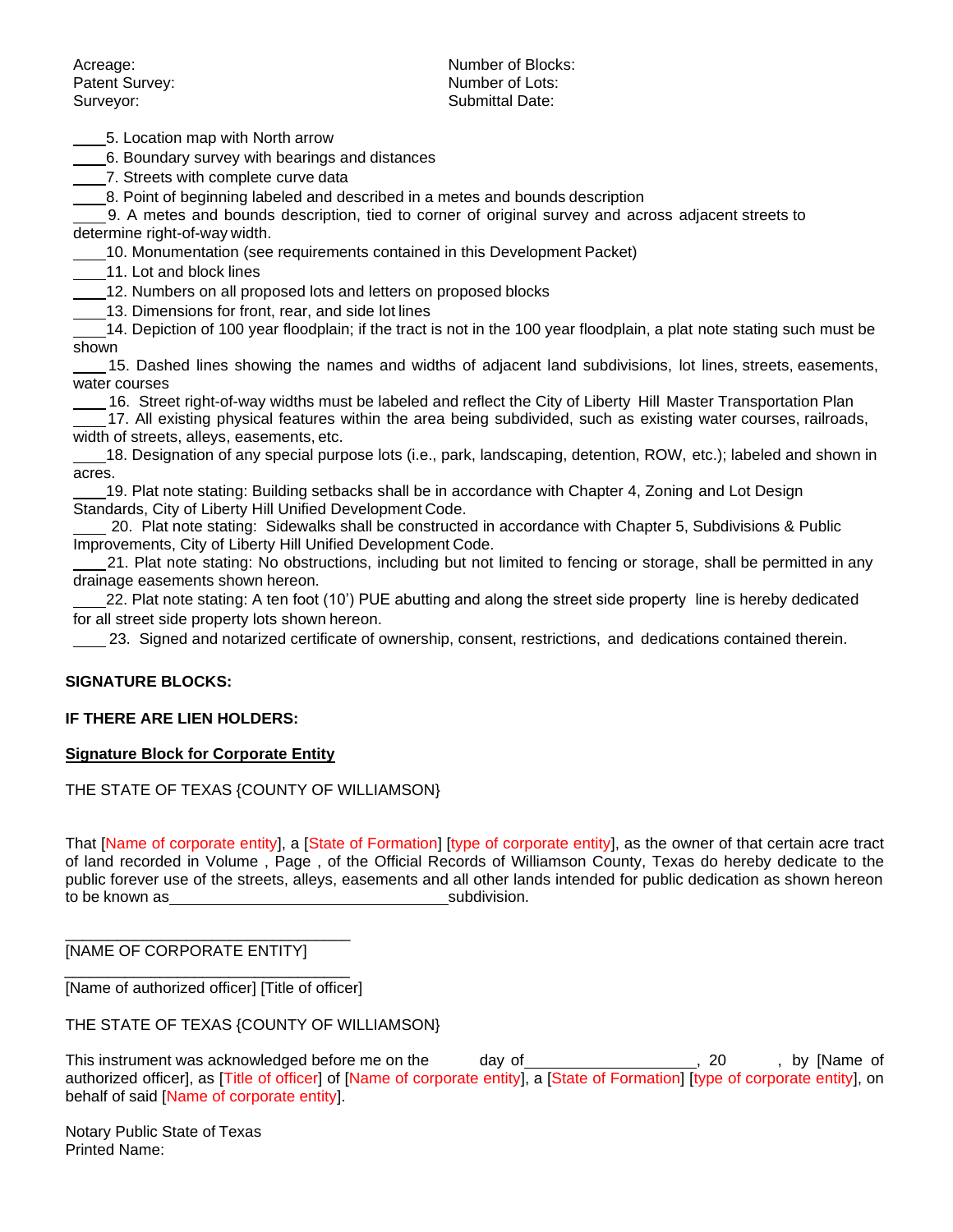Acreage: Number of Blocks:
Patent Survey: Number of Lots:
Surveyor: Submittal Date:

____5. Location map with North arrow

____6. Boundary survey with bearings and distances

____7. Streets with complete curve data

____8. Point of beginning labeled and described in a metes and bounds description

____9. A metes and bounds description, tied to corner of original survey and across adjacent streets to determine right-of-way width.

____10. Monumentation (see requirements contained in this Development Packet)

____11. Lot and block lines

____12. Numbers on all proposed lots and letters on proposed blocks

____13. Dimensions for front, rear, and side lot lines

____14. Depiction of 100 year floodplain; if the tract is not in the 100 year floodplain, a plat note stating such must be shown

____15. Dashed lines showing the names and widths of adjacent land subdivisions, lot lines, streets, easements, water courses

____16. Street right-of-way widths must be labeled and reflect the City of Liberty Hill Master Transportation Plan

____17. All existing physical features within the area being subdivided, such as existing water courses, railroads, width of streets, alleys, easements, etc.

____18. Designation of any special purpose lots (i.e., park, landscaping, detention, ROW, etc.); labeled and shown in acres.

____19. Plat note stating: Building setbacks shall be in accordance with Chapter 4, Zoning and Lot Design Standards, City of Liberty Hill Unified Development Code.

____20. Plat note stating: Sidewalks shall be constructed in accordance with Chapter 5, Subdivisions & Public Improvements, City of Liberty Hill Unified Development Code.

____21. Plat note stating: No obstructions, including but not limited to fencing or storage, shall be permitted in any drainage easements shown hereon.

____22. Plat note stating: A ten foot (10') PUE abutting and along the street side property line is hereby dedicated for all street side property lots shown hereon.

____23. Signed and notarized certificate of ownership, consent, restrictions, and dedications contained therein.

**SIGNATURE BLOCKS:**

**IF THERE ARE LIEN HOLDERS:**

**Signature Block for Corporate Entity**

THE STATE OF TEXAS {COUNTY OF WILLIAMSON}

That [Name of corporate entity], a [State of Formation] [type of corporate entity], as the owner of that certain acre tract of land recorded in Volume , Page , of the Official Records of Williamson County, Texas do hereby dedicate to the public forever use of the streets, alleys, easements and all other lands intended for public dedication as shown hereon to be known as________________________________subdivision.

________________________________
[NAME OF CORPORATE ENTITY]

________________________________
[Name of authorized officer] [Title of officer]

THE STATE OF TEXAS {COUNTY OF WILLIAMSON}

This instrument was acknowledged before me on the ____ day of____________________, 20____, by [Name of authorized officer], as [Title of officer] of [Name of corporate entity], a [State of Formation] [type of corporate entity], on behalf of said [Name of corporate entity].

Notary Public State of Texas
Printed Name: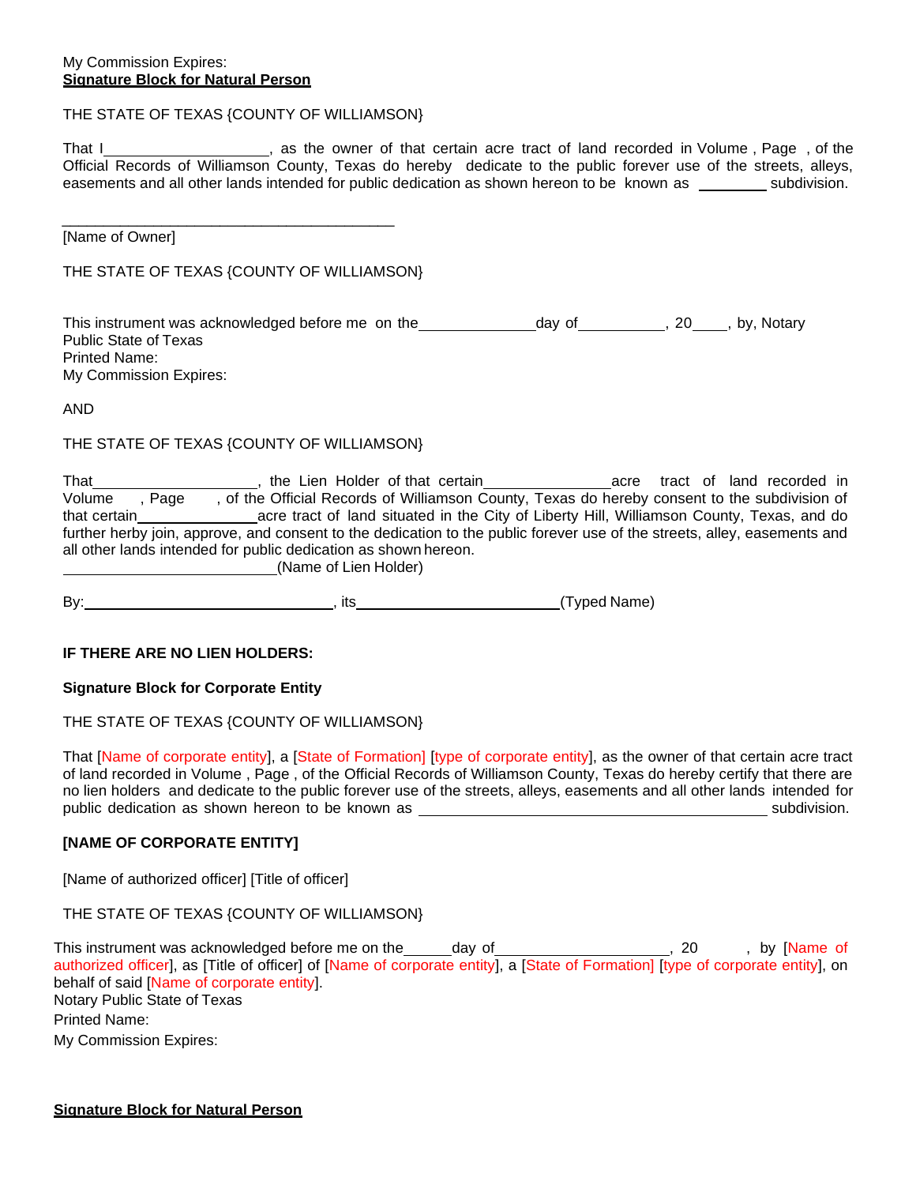My Commission Expires:

**Signature Block for Natural Person**

THE STATE OF TEXAS {COUNTY OF WILLIAMSON}

That I____________________, as the owner of that certain acre tract of land recorded in Volume , Page , of the Official Records of Williamson County, Texas do hereby dedicate to the public forever use of the streets, alleys, easements and all other lands intended for public dedication as shown hereon to be known as ________ subdivision.

________________________________________

[Name of Owner]

THE STATE OF TEXAS {COUNTY OF WILLIAMSON}

This instrument was acknowledged before me on the______________day of__________, 20____, by, Notary Public State of Texas

Printed Name:

My Commission Expires:

AND

THE STATE OF TEXAS {COUNTY OF WILLIAMSON}

That____________________, the Lien Holder of that certain_______________acre tract of land recorded in Volume , Page , of the Official Records of Williamson County, Texas do hereby consent to the subdivision of that certain______________acre tract of land situated in the City of Liberty Hill, Williamson County, Texas, and do further herby join, approve, and consent to the dedication to the public forever use of the streets, alley, easements and all other lands intended for public dedication as shown hereon.

__________________________(Name of Lien Holder)

By:______________________________, its________________________(Typed Name)

**IF THERE ARE NO LIEN HOLDERS:**

**Signature Block for Corporate Entity**

THE STATE OF TEXAS {COUNTY OF WILLIAMSON}

That [Name of corporate entity], a [State of Formation] [type of corporate entity], as the owner of that certain acre tract of land recorded in Volume , Page , of the Official Records of Williamson County, Texas do hereby certify that there are no lien holders and dedicate to the public forever use of the streets, alleys, easements and all other lands intended for public dedication as shown hereon to be known as __________________________________________ subdivision.

**[NAME OF CORPORATE ENTITY]**

[Name of authorized officer] [Title of officer]

THE STATE OF TEXAS {COUNTY OF WILLIAMSON}

This instrument was acknowledged before me on the______day of_____________________, 20 , by [Name of authorized officer], as [Title of officer] of [Name of corporate entity], a [State of Formation] [type of corporate entity], on behalf of said [Name of corporate entity].

Notary Public State of Texas

Printed Name:

My Commission Expires:

**Signature Block for Natural Person**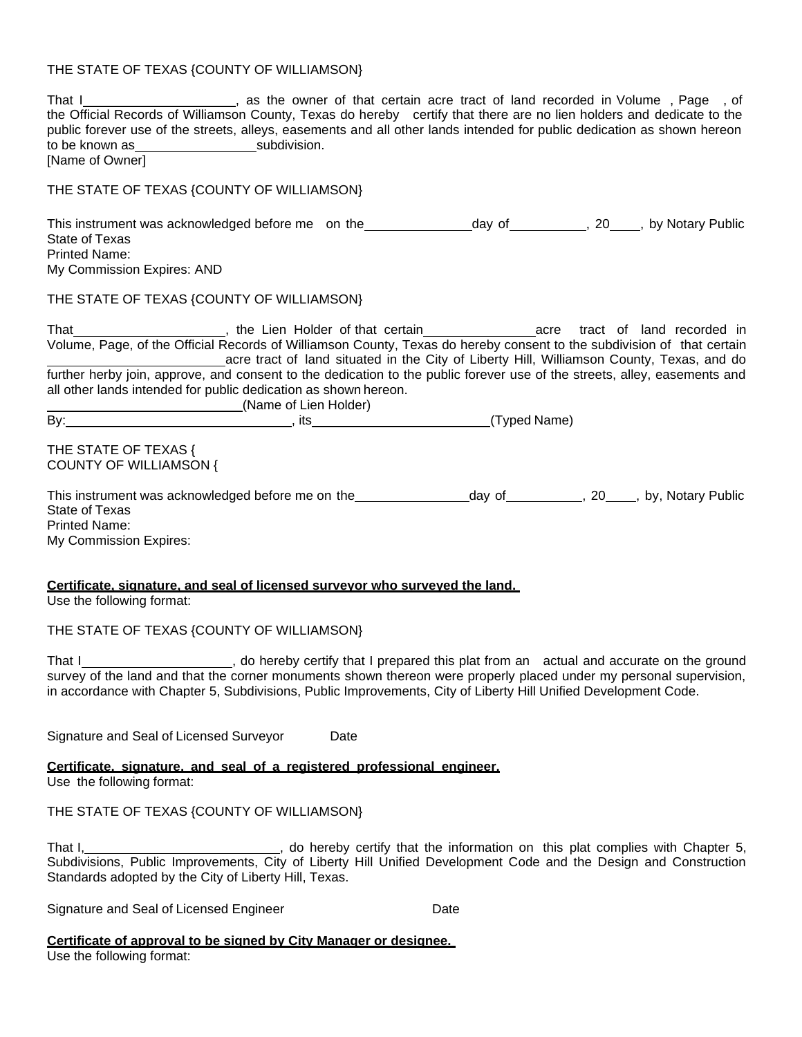THE STATE OF TEXAS {COUNTY OF WILLIAMSON}

That I_____________________, as the owner of that certain acre tract of land recorded in Volume , Page , of the Official Records of Williamson County, Texas do hereby certify that there are no lien holders and dedicate to the public forever use of the streets, alleys, easements and all other lands intended for public dedication as shown hereon to be known as________________subdivision.
[Name of Owner]

THE STATE OF TEXAS {COUNTY OF WILLIAMSON}

This instrument was acknowledged before me on the______________day of__________, 20____, by Notary Public
State of Texas
Printed Name:
My Commission Expires: AND

THE STATE OF TEXAS {COUNTY OF WILLIAMSON}

That____________________, the Lien Holder of that certain_______________acre tract of land recorded in Volume, Page, of the Official Records of Williamson County, Texas do hereby consent to the subdivision of that certain _______________________acre tract of land situated in the City of Liberty Hill, Williamson County, Texas, and do further herby join, approve, and consent to the dedication to the public forever use of the streets, alley, easements and all other lands intended for public dedication as shown hereon.
__________________________(Name of Lien Holder)
By:______________________________, its________________________(Typed Name)

THE STATE OF TEXAS {
COUNTY OF WILLIAMSON {

This instrument was acknowledged before me on the_______________day of__________, 20____, by, Notary Public
State of Texas
Printed Name:
My Commission Expires:

**Certificate, signature, and seal of licensed surveyor who surveyed the land.**
Use the following format:

THE STATE OF TEXAS {COUNTY OF WILLIAMSON}

That I____________________, do hereby certify that I prepared this plat from an actual and accurate on the ground survey of the land and that the corner monuments shown thereon were properly placed under my personal supervision, in accordance with Chapter 5, Subdivisions, Public Improvements, City of Liberty Hill Unified Development Code.

Signature and Seal of Licensed Surveyor Date

**Certificate, signature, and seal of a registered professional engineer.**
Use the following format:

THE STATE OF TEXAS {COUNTY OF WILLIAMSON}

That I,__________________________, do hereby certify that the information on this plat complies with Chapter 5, Subdivisions, Public Improvements, City of Liberty Hill Unified Development Code and the Design and Construction Standards adopted by the City of Liberty Hill, Texas.

Signature and Seal of Licensed Engineer Date

**Certificate of approval to be signed by City Manager or designee.**
Use the following format: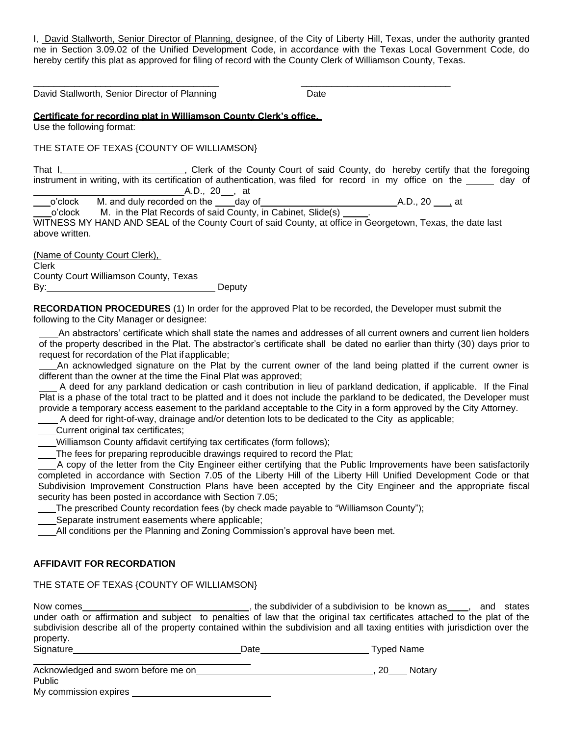I, David Stallworth, Senior Director of Planning, designee, of the City of Liberty Hill, Texas, under the authority granted me in Section 3.09.02 of the Unified Development Code, in accordance with the Texas Local Government Code, do hereby certify this plat as approved for filing of record with the County Clerk of Williamson County, Texas.

_____________________________________ _____________________________

David Stallworth, Senior Director of Planning Date

**Certificate for recording plat in Williamson County Clerk's office.**

Use the following format:

THE STATE OF TEXAS {COUNTY OF WILLIAMSON}

That I,________________________, Clerk of the County Court of said County, do hereby certify that the foregoing instrument in writing, with its certification of authentication, was filed for record in my office on the _____ day of ______________________________A.D., 20___, at ___o'clock M. and duly recorded on the ____day of__________________________A.D., 20 ___, at ___o'clock M. in the Plat Records of said County, in Cabinet, Slide(s) _____.

WITNESS MY HAND AND SEAL of the County Court of said County, at office in Georgetown, Texas, the date last above written.

(Name of County Court Clerk),
Clerk
County Court Williamson County, Texas
By:________________________________ Deputy

**RECORDATION PROCEDURES** (1) In order for the approved Plat to be recorded, the Developer must submit the following to the City Manager or designee:

___An abstractors' certificate which shall state the names and addresses of all current owners and current lien holders of the property described in the Plat. The abstractor's certificate shall be dated no earlier than thirty (30) days prior to request for recordation of the Plat if applicable;

___An acknowledged signature on the Plat by the current owner of the land being platted if the current owner is different than the owner at the time the Final Plat was approved;

___ A deed for any parkland dedication or cash contribution in lieu of parkland dedication, if applicable. If the Final Plat is a phase of the total tract to be platted and it does not include the parkland to be dedicated, the Developer must provide a temporary access easement to the parkland acceptable to the City in a form approved by the City Attorney.

____ A deed for right-of-way, drainage and/or detention lots to be dedicated to the City as applicable;

___Current original tax certificates;

___Williamson County affidavit certifying tax certificates (form follows);

___The fees for preparing reproducible drawings required to record the Plat;

___A copy of the letter from the City Engineer either certifying that the Public Improvements have been satisfactorily completed in accordance with Section 7.05 of the Liberty Hill of the Liberty Hill Unified Development Code or that Subdivision Improvement Construction Plans have been accepted by the City Engineer and the appropriate fiscal security has been posted in accordance with Section 7.05;

___The prescribed County recordation fees (by check made payable to "Williamson County");

___Separate instrument easements where applicable;

___All conditions per the Planning and Zoning Commission's approval have been met.

**AFFIDAVIT FOR RECORDATION**

THE STATE OF TEXAS {COUNTY OF WILLIAMSON}

Now comes________________________________, the subdivider of a subdivision to be known as____, and states under oath or affirmation and subject to penalties of law that the original tax certificates attached to the plat of the subdivision describe all of the property contained within the subdivision and all taxing entities with jurisdiction over the property.

Signature________________________________Date_____________________ Typed Name

________________________________________

Acknowledged and sworn before me on__________________________________, 20___ Notary Public

My commission expires ___________________________